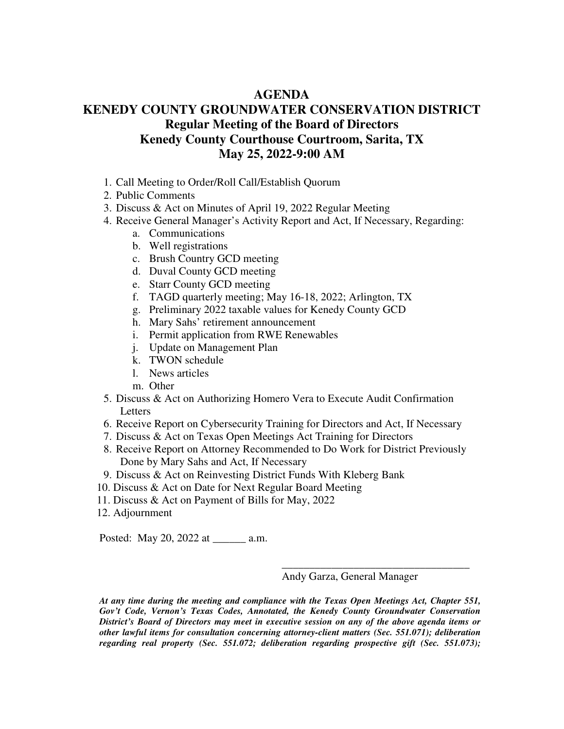# AGENDA

## KENEDY COUNTY GROUNDWATER CONSERVATION DISTRICT

### Regular Meeting of the Board of Directors

### Kenedy County Courthouse Courtroom, Sarita, TX

### May 25, 2022-9:00 AM

1. Call Meeting to Order/Roll Call/Establish Quorum
2. Public Comments
3. Discuss & Act on Minutes of April 19, 2022 Regular Meeting
4. Receive General Manager's Activity Report and Act, If Necessary, Regarding:
    a. Communications
    b. Well registrations
    c. Brush Country GCD meeting
    d. Duval County GCD meeting
    e. Starr County GCD meeting
    f. TAGD quarterly meeting; May 16-18, 2022; Arlington, TX
    g. Preliminary 2022 taxable values for Kenedy County GCD
    h. Mary Sahs' retirement announcement
    i. Permit application from RWE Renewables
    j. Update on Management Plan
    k. TWON schedule
    l. News articles
    m. Other
5. Discuss & Act on Authorizing Homero Vera to Execute Audit Confirmation Letters
6. Receive Report on Cybersecurity Training for Directors and Act, If Necessary
7. Discuss & Act on Texas Open Meetings Act Training for Directors
8. Receive Report on Attorney Recommended to Do Work for District Previously Done by Mary Sahs and Act, If Necessary
9. Discuss & Act on Reinvesting District Funds With Kleberg Bank
10. Discuss & Act on Date for Next Regular Board Meeting
11. Discuss & Act on Payment of Bills for May, 2022
12. Adjournment

Posted: May 20, 2022 at ______ a.m.

___________________________________
Andy Garza, General Manager

***At any time during the meeting and compliance with the Texas Open Meetings Act, Chapter 551, Gov't Code, Vernon's Texas Codes, Annotated, the Kenedy County Groundwater Conservation District's Board of Directors may meet in executive session on any of the above agenda items or other lawful items for consultation concerning attorney-client matters (Sec. 551.071); deliberation regarding real property (Sec. 551.072; deliberation regarding prospective gift (Sec. 551.073);***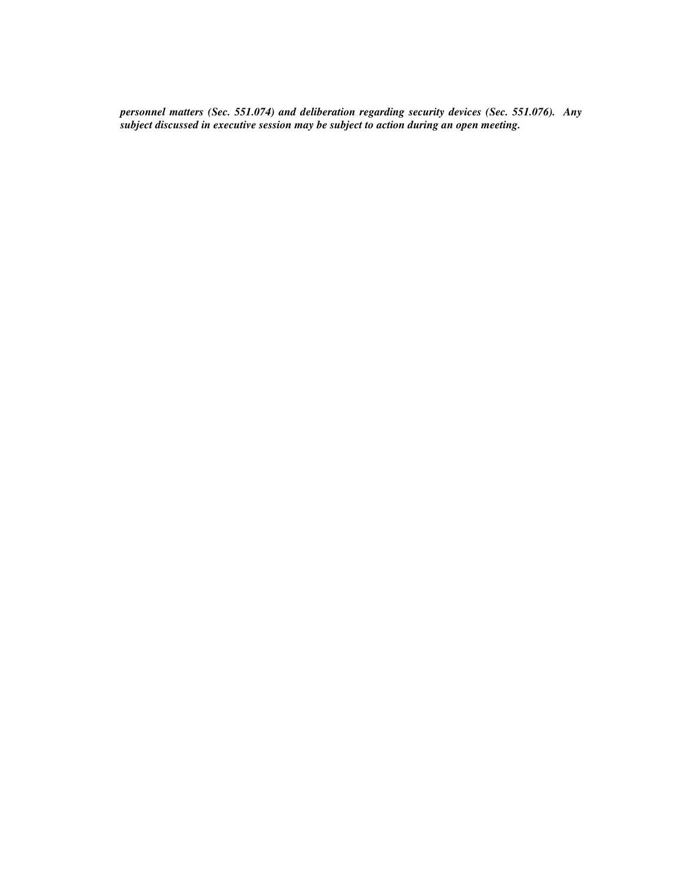***personnel matters (Sec. 551.074) and deliberation regarding security devices (Sec. 551.076). Any subject discussed in executive session may be subject to action during an open meeting.***